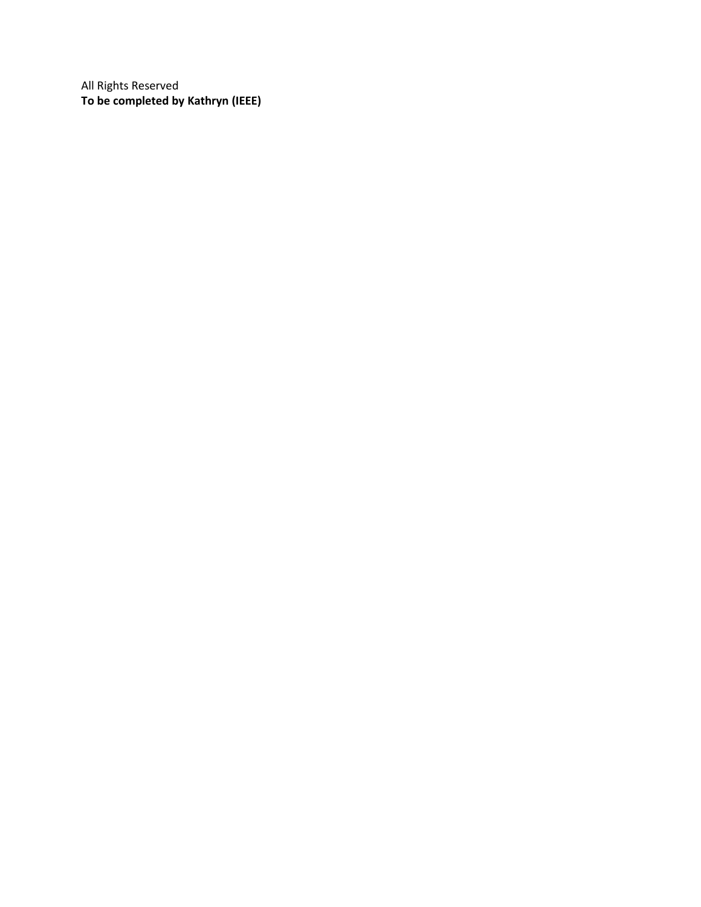All Rights Reserved
**To be completed by Kathryn (IEEE)**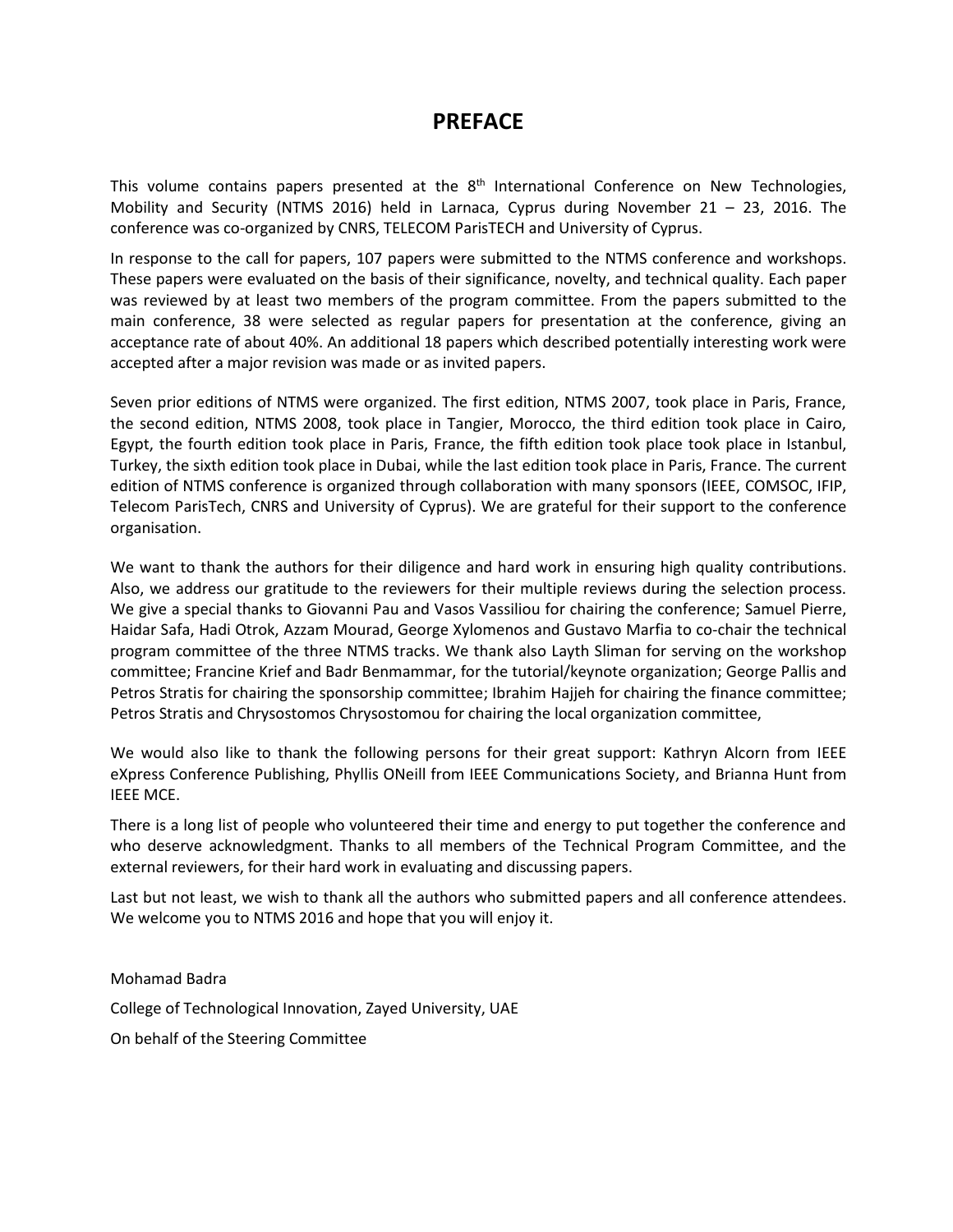# PREFACE

This volume contains papers presented at the 8[th] International Conference on New Technologies, Mobility and Security (NTMS 2016) held in Larnaca, Cyprus during November 21 – 23, 2016. The conference was co-organized by CNRS, TELECOM ParisTECH and University of Cyprus.

In response to the call for papers, 107 papers were submitted to the NTMS conference and workshops. These papers were evaluated on the basis of their significance, novelty, and technical quality. Each paper was reviewed by at least two members of the program committee. From the papers submitted to the main conference, 38 were selected as regular papers for presentation at the conference, giving an acceptance rate of about 40%. An additional 18 papers which described potentially interesting work were accepted after a major revision was made or as invited papers.

Seven prior editions of NTMS were organized. The first edition, NTMS 2007, took place in Paris, France, the second edition, NTMS 2008, took place in Tangier, Morocco, the third edition took place in Cairo, Egypt, the fourth edition took place in Paris, France, the fifth edition took place took place in Istanbul, Turkey, the sixth edition took place in Dubai, while the last edition took place in Paris, France. The current edition of NTMS conference is organized through collaboration with many sponsors (IEEE, COMSOC, IFIP, Telecom ParisTech, CNRS and University of Cyprus). We are grateful for their support to the conference organisation.

We want to thank the authors for their diligence and hard work in ensuring high quality contributions. Also, we address our gratitude to the reviewers for their multiple reviews during the selection process. We give a special thanks to Giovanni Pau and Vasos Vassiliou for chairing the conference; Samuel Pierre, Haidar Safa, Hadi Otrok, Azzam Mourad, George Xylomenos and Gustavo Marfia to co-chair the technical program committee of the three NTMS tracks. We thank also Layth Sliman for serving on the workshop committee; Francine Krief and Badr Benmammar, for the tutorial/keynote organization; George Pallis and Petros Stratis for chairing the sponsorship committee; Ibrahim Hajjeh for chairing the finance committee; Petros Stratis and Chrysostomos Chrysostomou for chairing the local organization committee,

We would also like to thank the following persons for their great support: Kathryn Alcorn from IEEE eXpress Conference Publishing, Phyllis ONeill from IEEE Communications Society, and Brianna Hunt from IEEE MCE.

There is a long list of people who volunteered their time and energy to put together the conference and who deserve acknowledgment. Thanks to all members of the Technical Program Committee, and the external reviewers, for their hard work in evaluating and discussing papers.

Last but not least, we wish to thank all the authors who submitted papers and all conference attendees. We welcome you to NTMS 2016 and hope that you will enjoy it.

Mohamad Badra

College of Technological Innovation, Zayed University, UAE

On behalf of the Steering Committee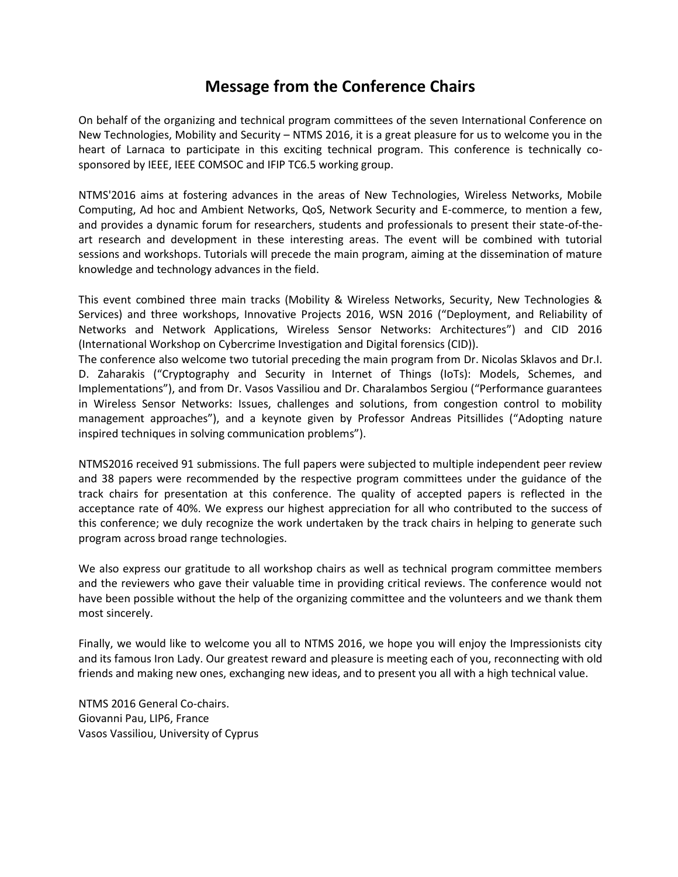# Message from the Conference Chairs

On behalf of the organizing and technical program committees of the seven International Conference on New Technologies, Mobility and Security – NTMS 2016, it is a great pleasure for us to welcome you in the heart of Larnaca to participate in this exciting technical program. This conference is technically co-sponsored by IEEE, IEEE COMSOC and IFIP TC6.5 working group.

NTMS'2016 aims at fostering advances in the areas of New Technologies, Wireless Networks, Mobile Computing, Ad hoc and Ambient Networks, QoS, Network Security and E-commerce, to mention a few, and provides a dynamic forum for researchers, students and professionals to present their state-of-the-art research and development in these interesting areas. The event will be combined with tutorial sessions and workshops. Tutorials will precede the main program, aiming at the dissemination of mature knowledge and technology advances in the field.

This event combined three main tracks (Mobility & Wireless Networks, Security, New Technologies & Services) and three workshops, Innovative Projects 2016, WSN 2016 ("Deployment, and Reliability of Networks and Network Applications, Wireless Sensor Networks: Architectures") and CID 2016 (International Workshop on Cybercrime Investigation and Digital forensics (CID)).
The conference also welcome two tutorial preceding the main program from Dr. Nicolas Sklavos and Dr.I. D. Zaharakis ("Cryptography and Security in Internet of Things (IoTs): Models, Schemes, and Implementations"), and from Dr. Vasos Vassiliou and Dr. Charalambos Sergiou ("Performance guarantees in Wireless Sensor Networks: Issues, challenges and solutions, from congestion control to mobility management approaches"), and a keynote given by Professor Andreas Pitsillides ("Adopting nature inspired techniques in solving communication problems").

NTMS2016 received 91 submissions. The full papers were subjected to multiple independent peer review and 38 papers were recommended by the respective program committees under the guidance of the track chairs for presentation at this conference. The quality of accepted papers is reflected in the acceptance rate of 40%. We express our highest appreciation for all who contributed to the success of this conference; we duly recognize the work undertaken by the track chairs in helping to generate such program across broad range technologies.

We also express our gratitude to all workshop chairs as well as technical program committee members and the reviewers who gave their valuable time in providing critical reviews. The conference would not have been possible without the help of the organizing committee and the volunteers and we thank them most sincerely.

Finally, we would like to welcome you all to NTMS 2016, we hope you will enjoy the Impressionists city and its famous Iron Lady. Our greatest reward and pleasure is meeting each of you, reconnecting with old friends and making new ones, exchanging new ideas, and to present you all with a high technical value.

NTMS 2016 General Co-chairs.
Giovanni Pau, LIP6, France
Vasos Vassiliou, University of Cyprus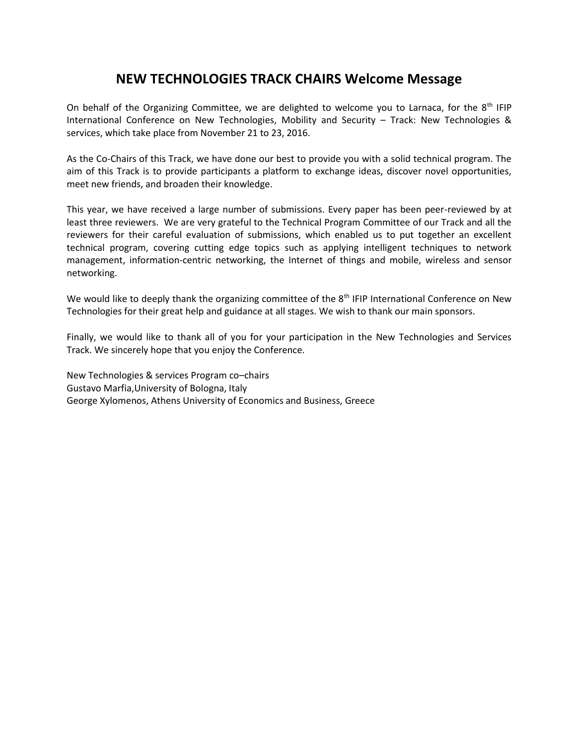# NEW TECHNOLOGIES TRACK CHAIRS Welcome Message

On behalf of the Organizing Committee, we are delighted to welcome you to Larnaca, for the 8th IFIP International Conference on New Technologies, Mobility and Security – Track: New Technologies & services, which take place from November 21 to 23, 2016.

As the Co-Chairs of this Track, we have done our best to provide you with a solid technical program. The aim of this Track is to provide participants a platform to exchange ideas, discover novel opportunities, meet new friends, and broaden their knowledge.

This year, we have received a large number of submissions. Every paper has been peer-reviewed by at least three reviewers. We are very grateful to the Technical Program Committee of our Track and all the reviewers for their careful evaluation of submissions, which enabled us to put together an excellent technical program, covering cutting edge topics such as applying intelligent techniques to network management, information-centric networking, the Internet of things and mobile, wireless and sensor networking.

We would like to deeply thank the organizing committee of the 8th IFIP International Conference on New Technologies for their great help and guidance at all stages. We wish to thank our main sponsors.

Finally, we would like to thank all of you for your participation in the New Technologies and Services Track. We sincerely hope that you enjoy the Conference.

New Technologies & services Program co–chairs
Gustavo Marfia,University of Bologna, Italy
George Xylomenos, Athens University of Economics and Business, Greece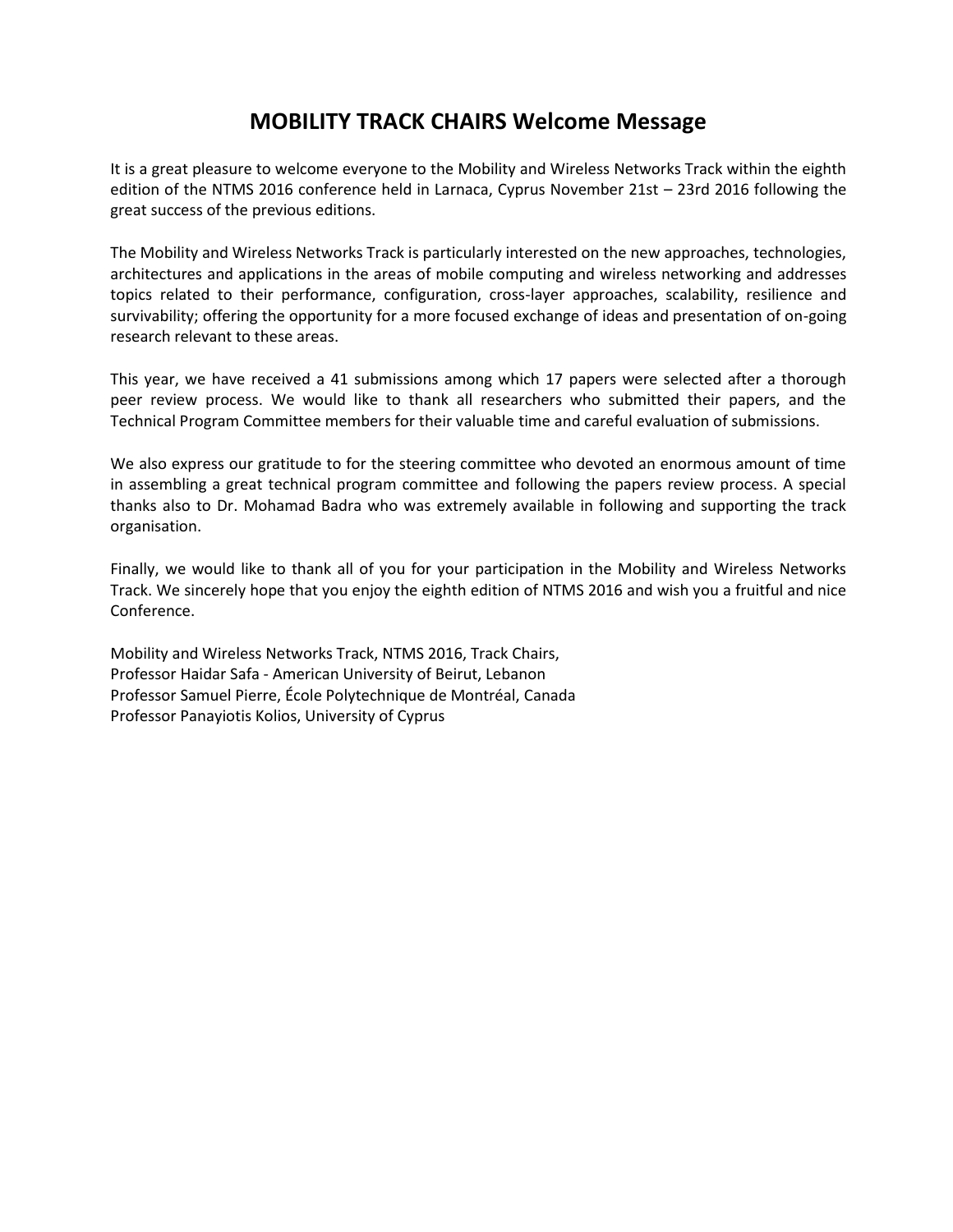# MOBILITY TRACK CHAIRS Welcome Message

It is a great pleasure to welcome everyone to the Mobility and Wireless Networks Track within the eighth edition of the NTMS 2016 conference held in Larnaca, Cyprus November 21st – 23rd 2016 following the great success of the previous editions.

The Mobility and Wireless Networks Track is particularly interested on the new approaches, technologies, architectures and applications in the areas of mobile computing and wireless networking and addresses topics related to their performance, configuration, cross-layer approaches, scalability, resilience and survivability; offering the opportunity for a more focused exchange of ideas and presentation of on-going research relevant to these areas.

This year, we have received a 41 submissions among which 17 papers were selected after a thorough peer review process. We would like to thank all researchers who submitted their papers, and the Technical Program Committee members for their valuable time and careful evaluation of submissions.

We also express our gratitude to for the steering committee who devoted an enormous amount of time in assembling a great technical program committee and following the papers review process. A special thanks also to Dr. Mohamad Badra who was extremely available in following and supporting the track organisation.

Finally, we would like to thank all of you for your participation in the Mobility and Wireless Networks Track. We sincerely hope that you enjoy the eighth edition of NTMS 2016 and wish you a fruitful and nice Conference.

Mobility and Wireless Networks Track, NTMS 2016, Track Chairs,
Professor Haidar Safa - American University of Beirut, Lebanon
Professor Samuel Pierre, École Polytechnique de Montréal, Canada
Professor Panayiotis Kolios, University of Cyprus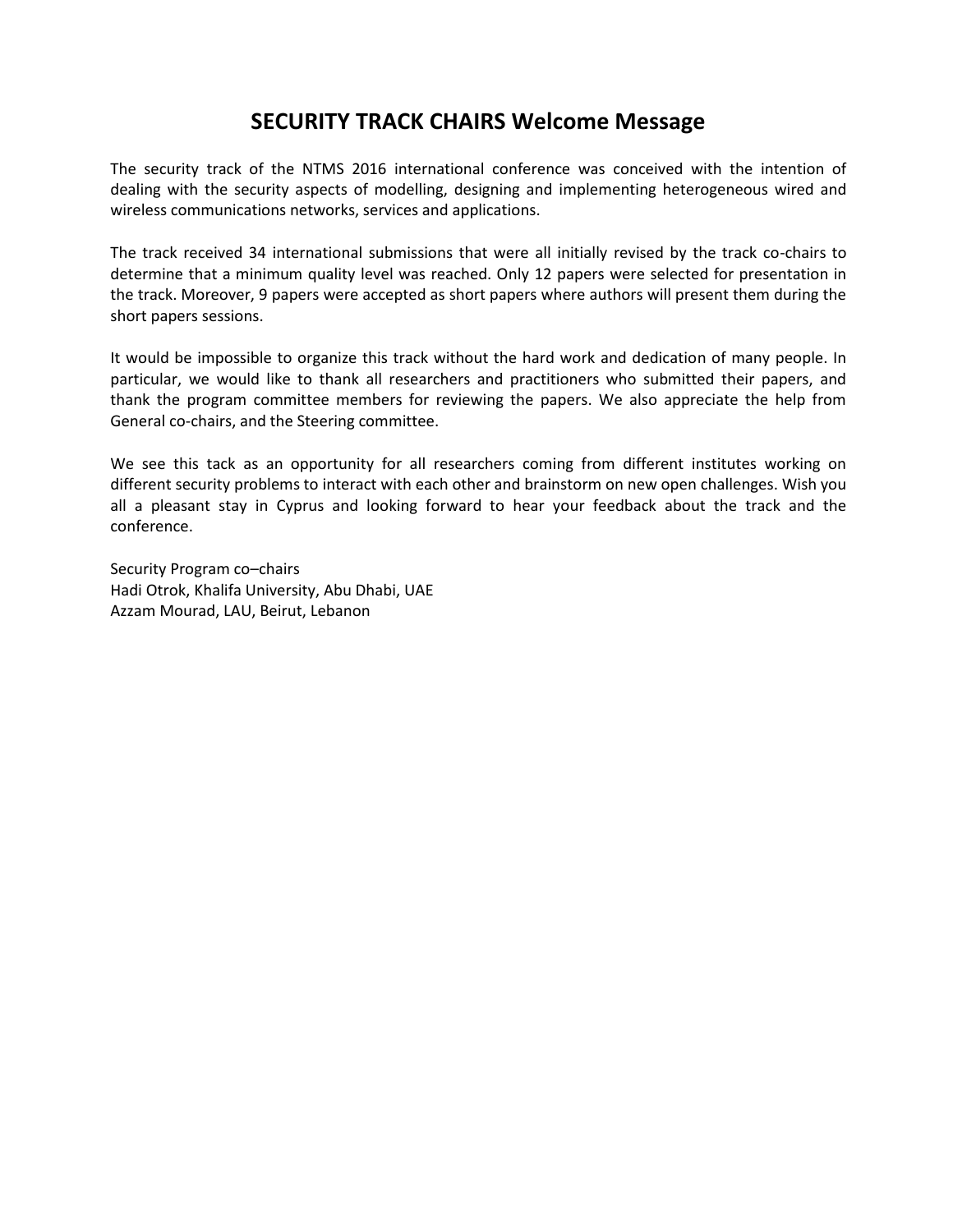# SECURITY TRACK CHAIRS Welcome Message

The security track of the NTMS 2016 international conference was conceived with the intention of dealing with the security aspects of modelling, designing and implementing heterogeneous wired and wireless communications networks, services and applications.

The track received 34 international submissions that were all initially revised by the track co-chairs to determine that a minimum quality level was reached. Only 12 papers were selected for presentation in the track. Moreover, 9 papers were accepted as short papers where authors will present them during the short papers sessions.

It would be impossible to organize this track without the hard work and dedication of many people. In particular, we would like to thank all researchers and practitioners who submitted their papers, and thank the program committee members for reviewing the papers. We also appreciate the help from General co-chairs, and the Steering committee.

We see this tack as an opportunity for all researchers coming from different institutes working on different security problems to interact with each other and brainstorm on new open challenges. Wish you all a pleasant stay in Cyprus and looking forward to hear your feedback about the track and the conference.

Security Program co–chairs
Hadi Otrok, Khalifa University, Abu Dhabi, UAE
Azzam Mourad, LAU, Beirut, Lebanon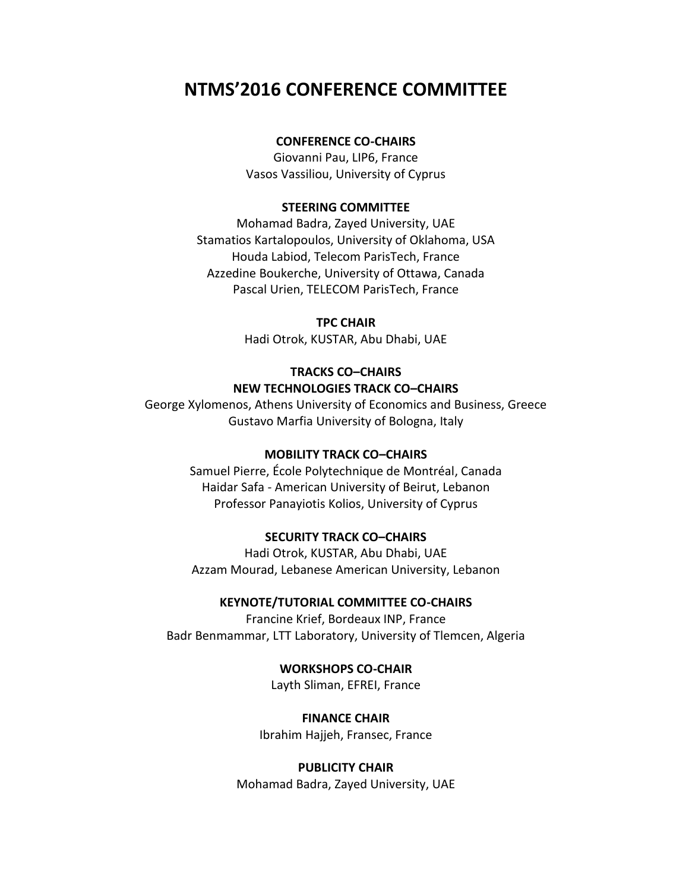# NTMS'2016 CONFERENCE COMMITTEE

**CONFERENCE CO-CHAIRS**

Giovanni Pau, LIP6, France
Vasos Vassiliou, University of Cyprus

**STEERING COMMITTEE**

Mohamad Badra, Zayed University, UAE
Stamatios Kartalopoulos, University of Oklahoma, USA
Houda Labiod, Telecom ParisTech, France
Azzedine Boukerche, University of Ottawa, Canada
Pascal Urien, TELECOM ParisTech, France

**TPC CHAIR**

Hadi Otrok, KUSTAR, Abu Dhabi, UAE

**TRACKS CO–CHAIRS**

**NEW TECHNOLOGIES TRACK CO–CHAIRS**

George Xylomenos, Athens University of Economics and Business, Greece
Gustavo Marfia University of Bologna, Italy

**MOBILITY TRACK CO–CHAIRS**

Samuel Pierre, École Polytechnique de Montréal, Canada
Haidar Safa - American University of Beirut, Lebanon
Professor Panayiotis Kolios, University of Cyprus

**SECURITY TRACK CO–CHAIRS**

Hadi Otrok, KUSTAR, Abu Dhabi, UAE
Azzam Mourad, Lebanese American University, Lebanon

**KEYNOTE/TUTORIAL COMMITTEE CO-CHAIRS**

Francine Krief, Bordeaux INP, France
Badr Benmammar, LTT Laboratory, University of Tlemcen, Algeria

**WORKSHOPS CO-CHAIR**

Layth Sliman, EFREI, France

**FINANCE CHAIR**

Ibrahim Hajjeh, Fransec, France

**PUBLICITY CHAIR**

Mohamad Badra, Zayed University, UAE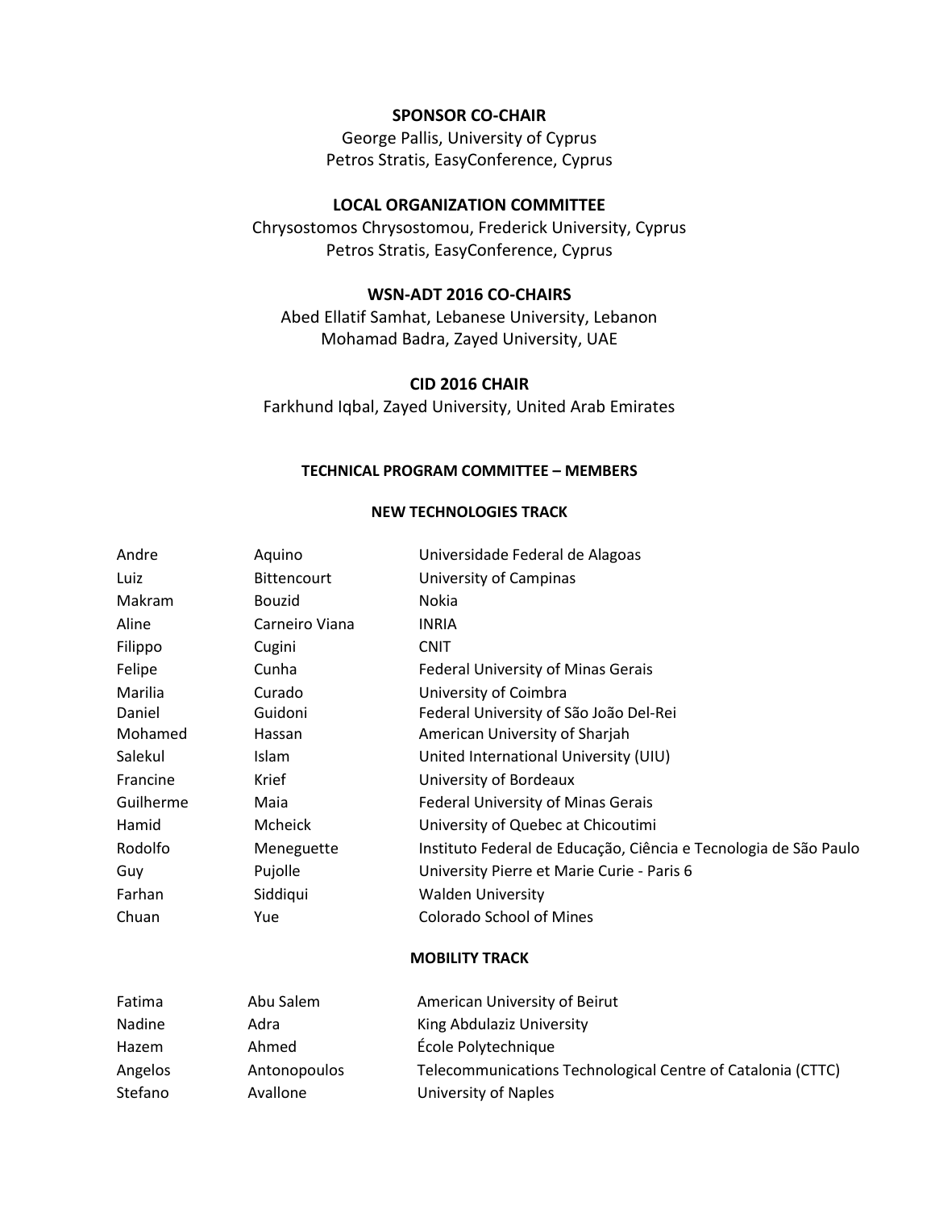**SPONSOR CO-CHAIR**

George Pallis, University of Cyprus
Petros Stratis, EasyConference, Cyprus

**LOCAL ORGANIZATION COMMITTEE**

Chrysostomos Chrysostomou, Frederick University, Cyprus
Petros Stratis, EasyConference, Cyprus

**WSN-ADT 2016 CO-CHAIRS**

Abed Ellatif Samhat, Lebanese University, Lebanon
Mohamad Badra, Zayed University, UAE

**CID 2016 CHAIR**

Farkhund Iqbal, Zayed University, United Arab Emirates

**TECHNICAL PROGRAM COMMITTEE – MEMBERS**

**NEW TECHNOLOGIES TRACK**

| | | |
|---|---|---|
| Andre | Aquino | Universidade Federal de Alagoas |
| Luiz | Bittencourt | University of Campinas |
| Makram | Bouzid | Nokia |
| Aline | Carneiro Viana | INRIA |
| Filippo | Cugini | CNIT |
| Felipe | Cunha | Federal University of Minas Gerais |
| Marilia | Curado | University of Coimbra |
| Daniel | Guidoni | Federal University of São João Del-Rei |
| Mohamed | Hassan | American University of Sharjah |
| Salekul | Islam | United International University (UIU) |
| Francine | Krief | University of Bordeaux |
| Guilherme | Maia | Federal University of Minas Gerais |
| Hamid | Mcheick | University of Quebec at Chicoutimi |
| Rodolfo | Meneguette | Instituto Federal de Educação, Ciência e Tecnologia de São Paulo |
| Guy | Pujolle | University Pierre et Marie Curie - Paris 6 |
| Farhan | Siddiqui | Walden University |
| Chuan | Yue | Colorado School of Mines |

**MOBILITY TRACK**

| | | |
|---|---|---|
| Fatima | Abu Salem | American University of Beirut |
| Nadine | Adra | King Abdulaziz University |
| Hazem | Ahmed | École Polytechnique |
| Angelos | Antonopoulos | Telecommunications Technological Centre of Catalonia (CTTC) |
| Stefano | Avallone | University of Naples |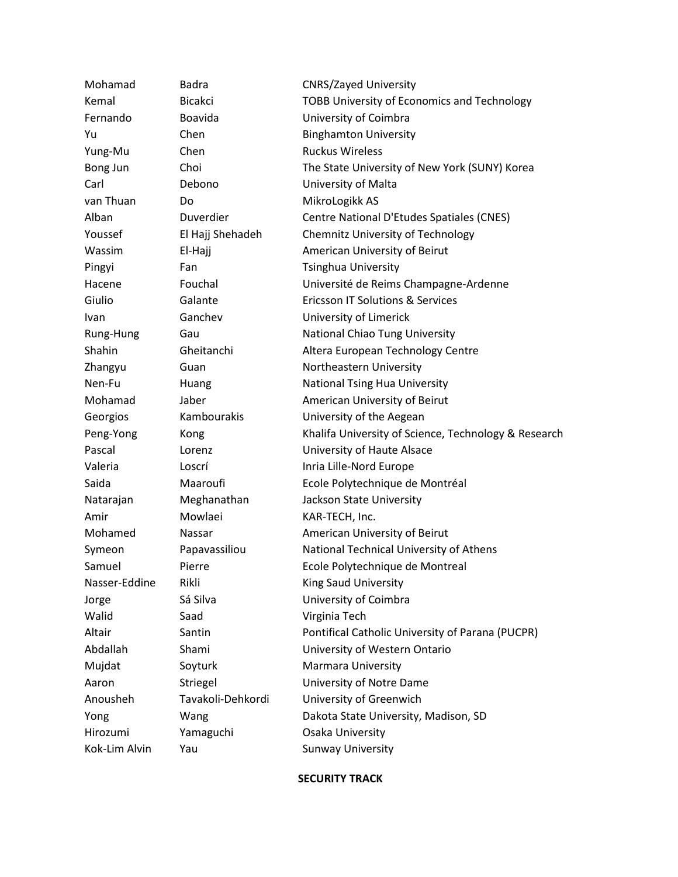| | | |
|---|---|---|
| Mohamad | Badra | CNRS/Zayed University |
| Kemal | Bicakci | TOBB University of Economics and Technology |
| Fernando | Boavida | University of Coimbra |
| Yu | Chen | Binghamton University |
| Yung-Mu | Chen | Ruckus Wireless |
| Bong Jun | Choi | The State University of New York (SUNY) Korea |
| Carl | Debono | University of Malta |
| van Thuan | Do | MikroLogikk AS |
| Alban | Duverdier | Centre National D'Etudes Spatiales (CNES) |
| Youssef | El Hajj Shehadeh | Chemnitz University of Technology |
| Wassim | El-Hajj | American University of Beirut |
| Pingyi | Fan | Tsinghua University |
| Hacene | Fouchal | Université de Reims Champagne-Ardenne |
| Giulio | Galante | Ericsson IT Solutions & Services |
| Ivan | Ganchev | University of Limerick |
| Rung-Hung | Gau | National Chiao Tung University |
| Shahin | Gheitanchi | Altera European Technology Centre |
| Zhangyu | Guan | Northeastern University |
| Nen-Fu | Huang | National Tsing Hua University |
| Mohamad | Jaber | American University of Beirut |
| Georgios | Kambourakis | University of the Aegean |
| Peng-Yong | Kong | Khalifa University of Science, Technology & Research |
| Pascal | Lorenz | University of Haute Alsace |
| Valeria | Loscrí | Inria Lille-Nord Europe |
| Saida | Maaroufi | Ecole Polytechnique de Montréal |
| Natarajan | Meghanathan | Jackson State University |
| Amir | Mowlaei | KAR-TECH, Inc. |
| Mohamed | Nassar | American University of Beirut |
| Symeon | Papavassiliou | National Technical University of Athens |
| Samuel | Pierre | Ecole Polytechnique de Montreal |
| Nasser-Eddine | Rikli | King Saud University |
| Jorge | Sá Silva | University of Coimbra |
| Walid | Saad | Virginia Tech |
| Altair | Santin | Pontifical Catholic University of Parana (PUCPR) |
| Abdallah | Shami | University of Western Ontario |
| Mujdat | Soyturk | Marmara University |
| Aaron | Striegel | University of Notre Dame |
| Anousheh | Tavakoli-Dehkordi | University of Greenwich |
| Yong | Wang | Dakota State University, Madison, SD |
| Hirozumi | Yamaguchi | Osaka University |
| Kok-Lim Alvin | Yau | Sunway University |

**SECURITY TRACK**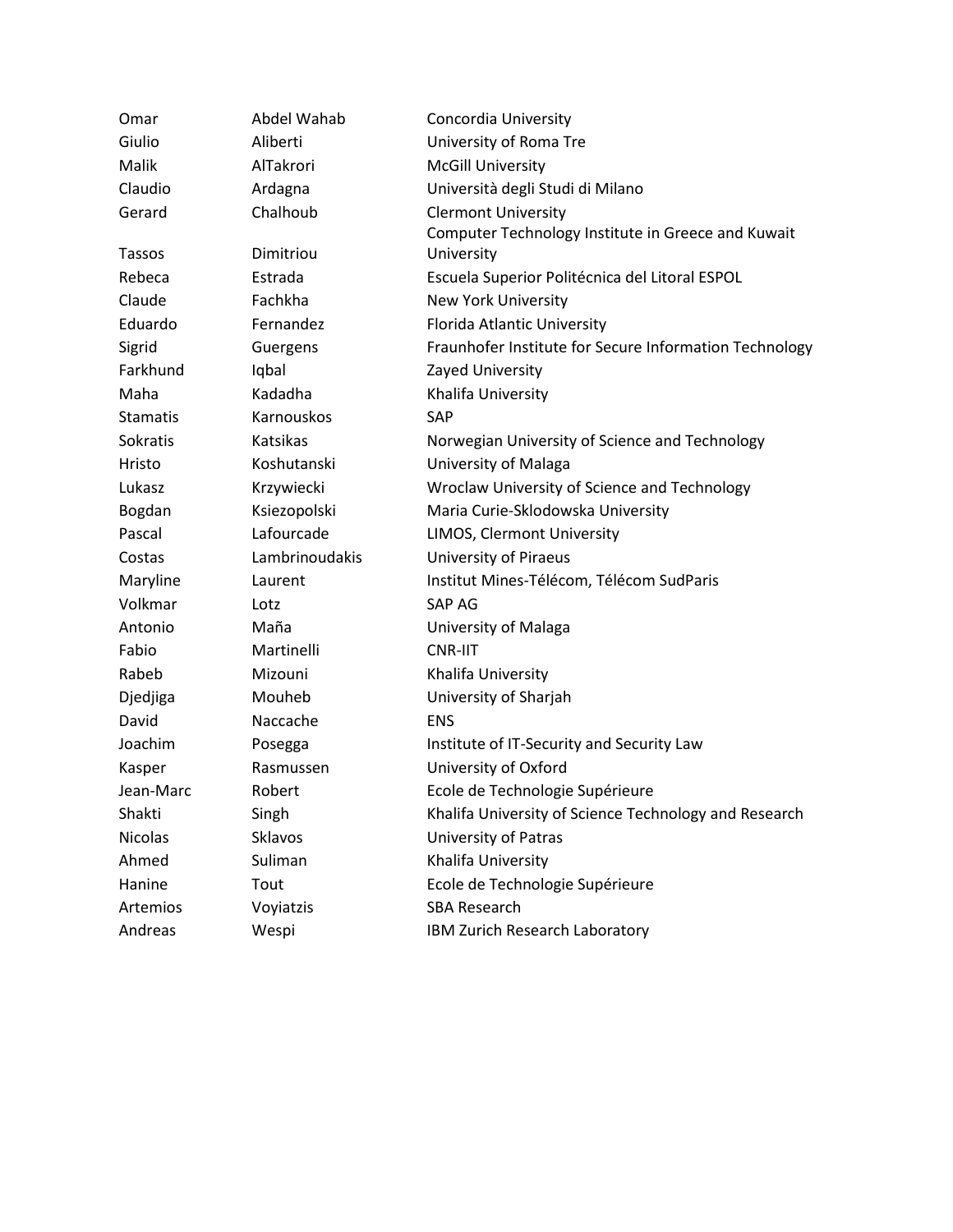| | | |
|---|---|---|
| Omar | Abdel Wahab | Concordia University |
| Giulio | Aliberti | University of Roma Tre |
| Malik | AlTakrori | McGill University |
| Claudio | Ardagna | Università degli Studi di Milano |
| Gerard | Chalhoub | Clermont University |
| Tassos | Dimitriou | Computer Technology Institute in Greece and Kuwait University |
| Rebeca | Estrada | Escuela Superior Politécnica del Litoral ESPOL |
| Claude | Fachkha | New York University |
| Eduardo | Fernandez | Florida Atlantic University |
| Sigrid | Guergens | Fraunhofer Institute for Secure Information Technology |
| Farkhund | Iqbal | Zayed University |
| Maha | Kadadha | Khalifa University |
| Stamatis | Karnouskos | SAP |
| Sokratis | Katsikas | Norwegian University of Science and Technology |
| Hristo | Koshutanski | University of Malaga |
| Lukasz | Krzywiecki | Wroclaw University of Science and Technology |
| Bogdan | Ksiezopolski | Maria Curie-Sklodowska University |
| Pascal | Lafourcade | LIMOS, Clermont University |
| Costas | Lambrinoudakis | University of Piraeus |
| Maryline | Laurent | Institut Mines-Télécom, Télécom SudParis |
| Volkmar | Lotz | SAP AG |
| Antonio | Maña | University of Malaga |
| Fabio | Martinelli | CNR-IIT |
| Rabeb | Mizouni | Khalifa University |
| Djedjiga | Mouheb | University of Sharjah |
| David | Naccache | ENS |
| Joachim | Posegga | Institute of IT-Security and Security Law |
| Kasper | Rasmussen | University of Oxford |
| Jean-Marc | Robert | Ecole de Technologie Supérieure |
| Shakti | Singh | Khalifa University of Science Technology and Research |
| Nicolas | Sklavos | University of Patras |
| Ahmed | Suliman | Khalifa University |
| Hanine | Tout | Ecole de Technologie Supérieure |
| Artemios | Voyiatzis | SBA Research |
| Andreas | Wespi | IBM Zurich Research Laboratory |